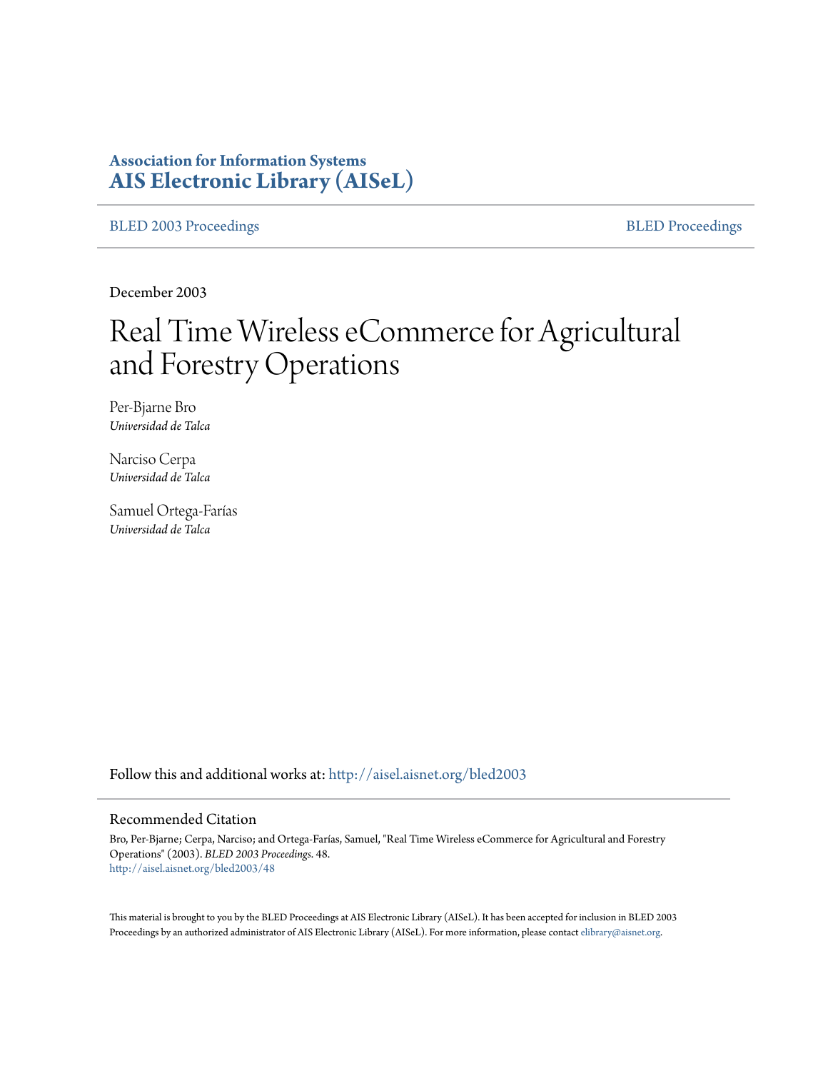**Association for Information Systems**
**AIS Electronic Library (AISeL)**

BLED 2003 Proceedings | BLED Proceedings

December 2003

# Real Time Wireless eCommerce for Agricultural and Forestry Operations

Per-Bjarne Bro
*Universidad de Talca*

Narciso Cerpa
*Universidad de Talca*

Samuel Ortega-Farías
*Universidad de Talca*

Follow this and additional works at: http://aisel.aisnet.org/bled2003

## Recommended Citation

Bro, Per-Bjarne; Cerpa, Narciso; and Ortega-Farías, Samuel, "Real Time Wireless eCommerce for Agricultural and Forestry Operations" (2003). *BLED 2003 Proceedings*. 48.
http://aisel.aisnet.org/bled2003/48

This material is brought to you by the BLED Proceedings at AIS Electronic Library (AISeL). It has been accepted for inclusion in BLED 2003 Proceedings by an authorized administrator of AIS Electronic Library (AISeL). For more information, please contact elibrary@aisnet.org.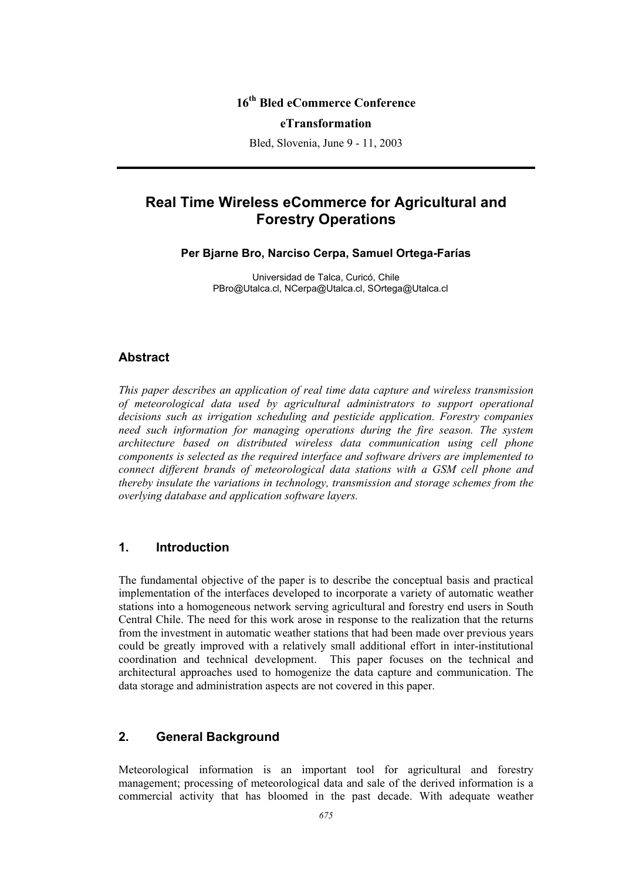16th Bled eCommerce Conference

eTransformation

Bled, Slovenia, June 9 - 11, 2003

# Real Time Wireless eCommerce for Agricultural and Forestry Operations

**Per Bjarne Bro, Narciso Cerpa, Samuel Ortega-Farías**

Universidad de Talca, Curicó, Chile
PBro@Utalca.cl, NCerpa@Utalca.cl, SOrtega@Utalca.cl

## Abstract

*This paper describes an application of real time data capture and wireless transmission of meteorological data used by agricultural administrators to support operational decisions such as irrigation scheduling and pesticide application. Forestry companies need such information for managing operations during the fire season. The system architecture based on distributed wireless data communication using cell phone components is selected as the required interface and software drivers are implemented to connect different brands of meteorological data stations with a GSM cell phone and thereby insulate the variations in technology, transmission and storage schemes from the overlying database and application software layers.*

## 1. Introduction

The fundamental objective of the paper is to describe the conceptual basis and practical implementation of the interfaces developed to incorporate a variety of automatic weather stations into a homogeneous network serving agricultural and forestry end users in South Central Chile. The need for this work arose in response to the realization that the returns from the investment in automatic weather stations that had been made over previous years could be greatly improved with a relatively small additional effort in inter-institutional coordination and technical development. This paper focuses on the technical and architectural approaches used to homogenize the data capture and communication. The data storage and administration aspects are not covered in this paper.

## 2. General Background

Meteorological information is an important tool for agricultural and forestry management; processing of meteorological data and sale of the derived information is a commercial activity that has bloomed in the past decade. With adequate weather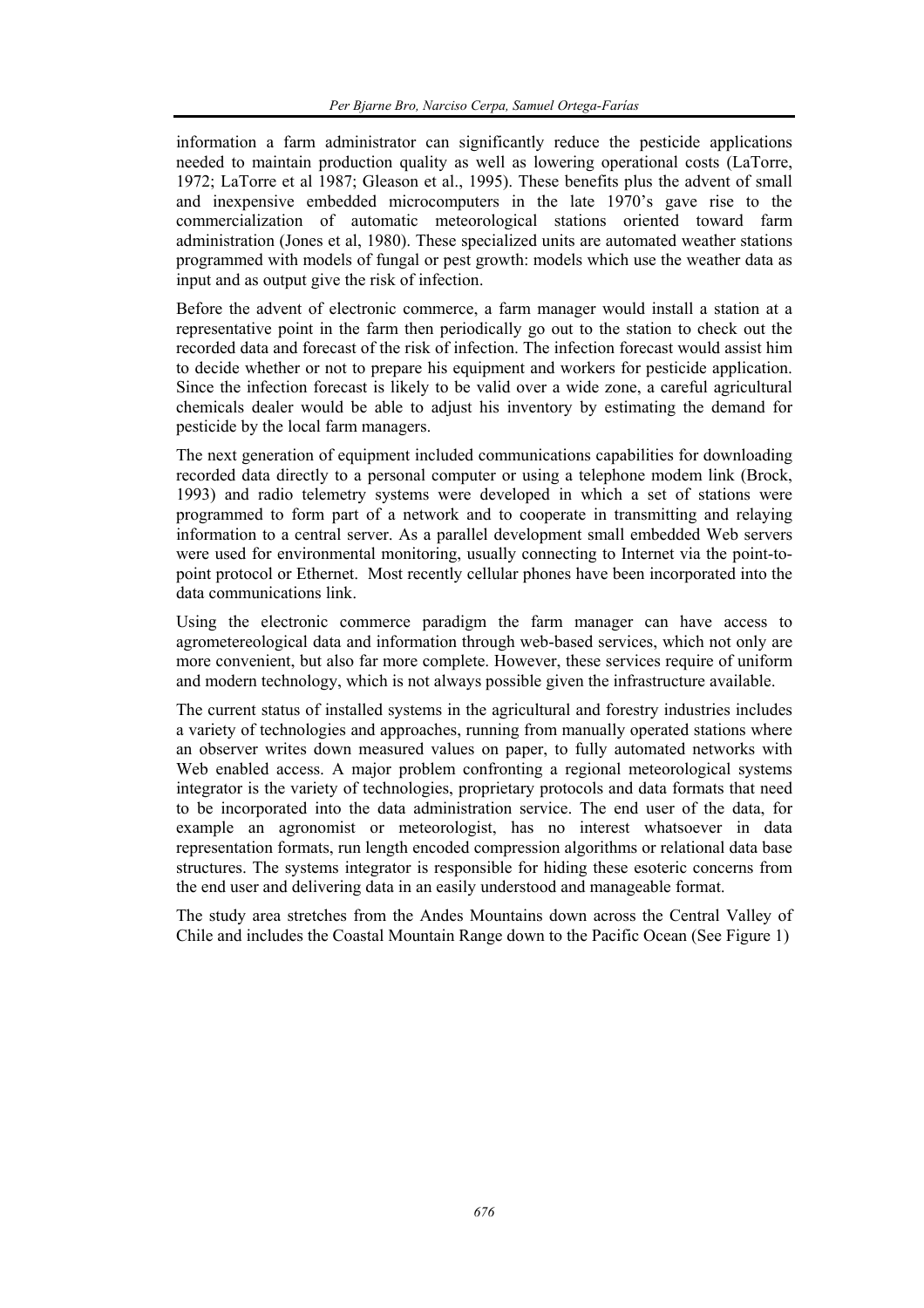information a farm administrator can significantly reduce the pesticide applications needed to maintain production quality as well as lowering operational costs (LaTorre, 1972; LaTorre et al 1987; Gleason et al., 1995). These benefits plus the advent of small and inexpensive embedded microcomputers in the late 1970's gave rise to the commercialization of automatic meteorological stations oriented toward farm administration (Jones et al, 1980). These specialized units are automated weather stations programmed with models of fungal or pest growth: models which use the weather data as input and as output give the risk of infection.

Before the advent of electronic commerce, a farm manager would install a station at a representative point in the farm then periodically go out to the station to check out the recorded data and forecast of the risk of infection. The infection forecast would assist him to decide whether or not to prepare his equipment and workers for pesticide application. Since the infection forecast is likely to be valid over a wide zone, a careful agricultural chemicals dealer would be able to adjust his inventory by estimating the demand for pesticide by the local farm managers.

The next generation of equipment included communications capabilities for downloading recorded data directly to a personal computer or using a telephone modem link (Brock, 1993) and radio telemetry systems were developed in which a set of stations were programmed to form part of a network and to cooperate in transmitting and relaying information to a central server. As a parallel development small embedded Web servers were used for environmental monitoring, usually connecting to Internet via the point-to-point protocol or Ethernet. Most recently cellular phones have been incorporated into the data communications link.

Using the electronic commerce paradigm the farm manager can have access to agrometereological data and information through web-based services, which not only are more convenient, but also far more complete. However, these services require of uniform and modern technology, which is not always possible given the infrastructure available.

The current status of installed systems in the agricultural and forestry industries includes a variety of technologies and approaches, running from manually operated stations where an observer writes down measured values on paper, to fully automated networks with Web enabled access. A major problem confronting a regional meteorological systems integrator is the variety of technologies, proprietary protocols and data formats that need to be incorporated into the data administration service. The end user of the data, for example an agronomist or meteorologist, has no interest whatsoever in data representation formats, run length encoded compression algorithms or relational data base structures. The systems integrator is responsible for hiding these esoteric concerns from the end user and delivering data in an easily understood and manageable format.

The study area stretches from the Andes Mountains down across the Central Valley of Chile and includes the Coastal Mountain Range down to the Pacific Ocean (See Figure 1)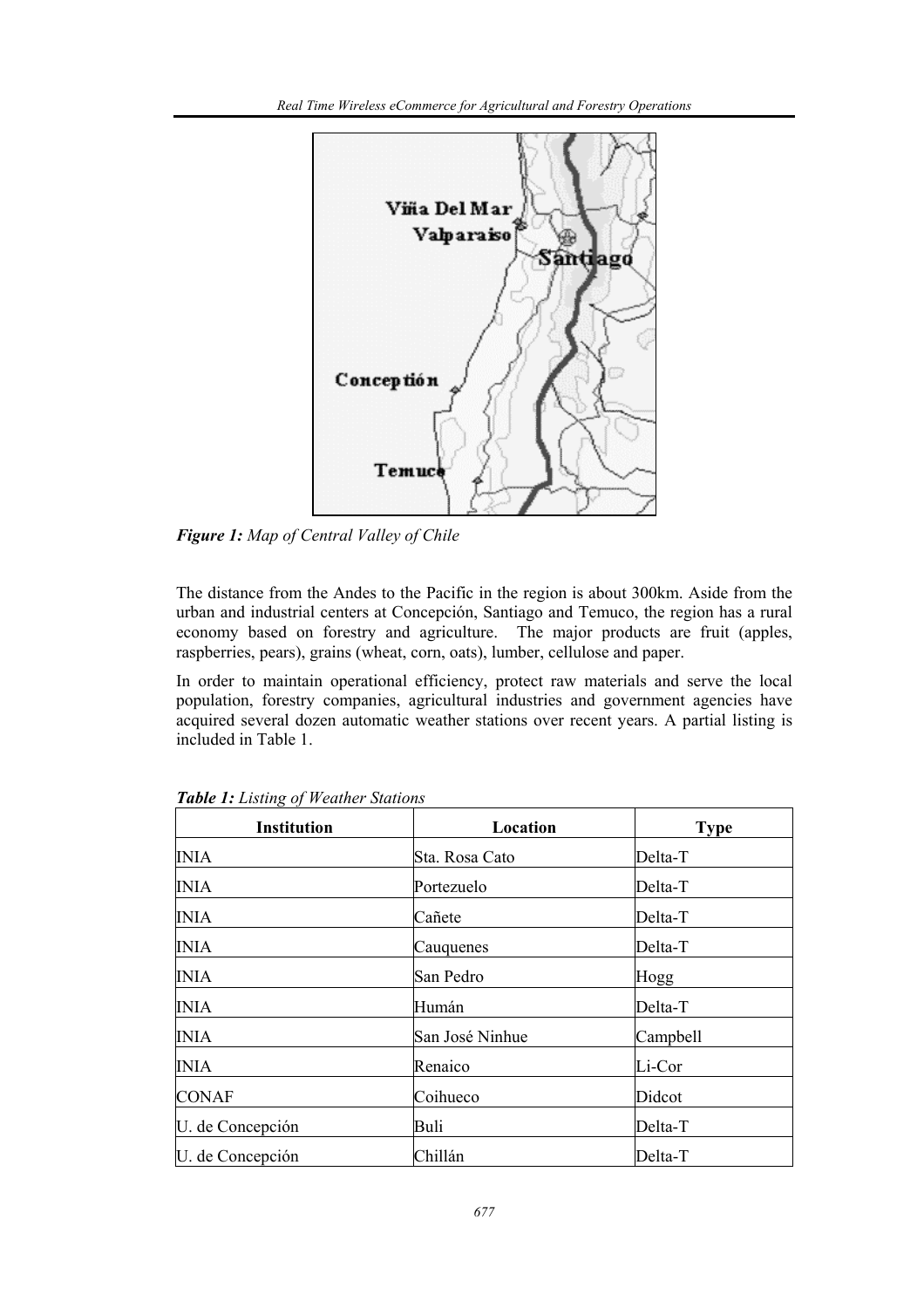*Figure 1: Map of Central Valley of Chile*

The distance from the Andes to the Pacific in the region is about 300km. Aside from the urban and industrial centers at Concepción, Santiago and Temuco, the region has a rural economy based on forestry and agriculture. The major products are fruit (apples, raspberries, pears), grains (wheat, corn, oats), lumber, cellulose and paper.

In order to maintain operational efficiency, protect raw materials and serve the local population, forestry companies, agricultural industries and government agencies have acquired several dozen automatic weather stations over recent years. A partial listing is included in Table 1.

***Table 1:*** *Listing of Weather Stations*

| Institution | Location | Type |
|---|---|---|
| INIA | Sta. Rosa Cato | Delta-T |
| INIA | Portezuelo | Delta-T |
| INIA | Cañete | Delta-T |
| INIA | Cauquenes | Delta-T |
| INIA | San Pedro | Hogg |
| INIA | Humán | Delta-T |
| INIA | San José Ninhue | Campbell |
| INIA | Renaico | Li-Cor |
| CONAF | Coihueco | Didcot |
| U. de Concepción | Buli | Delta-T |
| U. de Concepción | Chillán | Delta-T |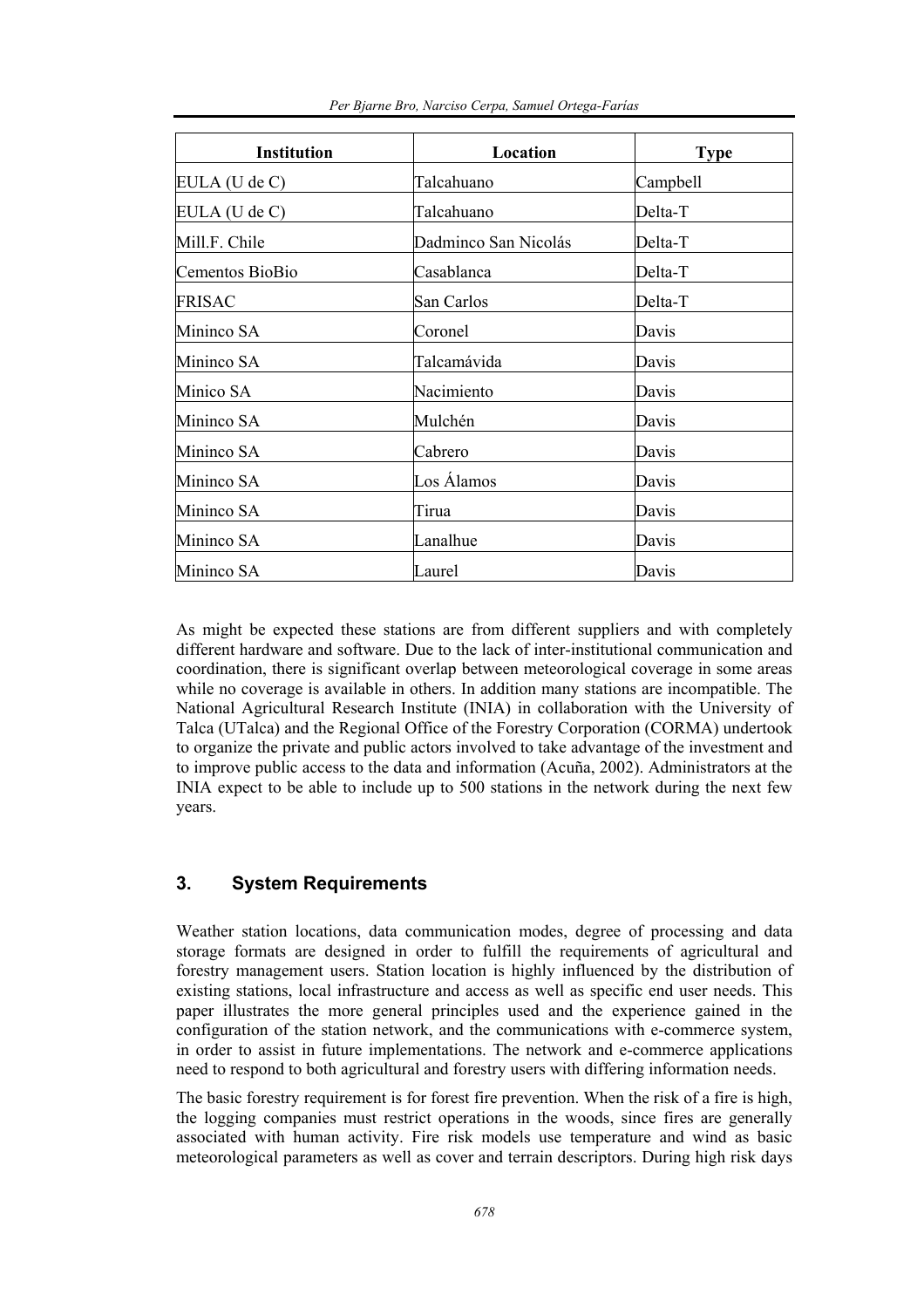| Institution | Location | Type |
|---|---|---|
| EULA (U de C) | Talcahuano | Campbell |
| EULA (U de C) | Talcahuano | Delta-T |
| Mill.F. Chile | Dadminco San Nicolás | Delta-T |
| Cementos BioBio | Casablanca | Delta-T |
| FRISAC | San Carlos | Delta-T |
| Mininco SA | Coronel | Davis |
| Mininco SA | Talcamávida | Davis |
| Minico SA | Nacimiento | Davis |
| Mininco SA | Mulchén | Davis |
| Mininco SA | Cabrero | Davis |
| Mininco SA | Los Álamos | Davis |
| Mininco SA | Tirua | Davis |
| Mininco SA | Lanalhue | Davis |
| Mininco SA | Laurel | Davis |

As might be expected these stations are from different suppliers and with completely different hardware and software. Due to the lack of inter-institutional communication and coordination, there is significant overlap between meteorological coverage in some areas while no coverage is available in others. In addition many stations are incompatible. The National Agricultural Research Institute (INIA) in collaboration with the University of Talca (UTalca) and the Regional Office of the Forestry Corporation (CORMA) undertook to organize the private and public actors involved to take advantage of the investment and to improve public access to the data and information (Acuña, 2002). Administrators at the INIA expect to be able to include up to 500 stations in the network during the next few years.

## 3. System Requirements

Weather station locations, data communication modes, degree of processing and data storage formats are designed in order to fulfill the requirements of agricultural and forestry management users. Station location is highly influenced by the distribution of existing stations, local infrastructure and access as well as specific end user needs. This paper illustrates the more general principles used and the experience gained in the configuration of the station network, and the communications with e-commerce system, in order to assist in future implementations. The network and e-commerce applications need to respond to both agricultural and forestry users with differing information needs.

The basic forestry requirement is for forest fire prevention. When the risk of a fire is high, the logging companies must restrict operations in the woods, since fires are generally associated with human activity. Fire risk models use temperature and wind as basic meteorological parameters as well as cover and terrain descriptors. During high risk days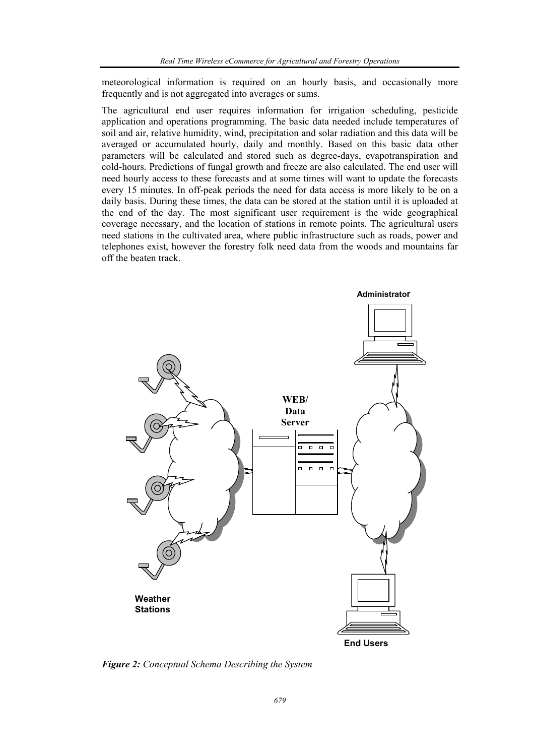meteorological information is required on an hourly basis, and occasionally more frequently and is not aggregated into averages or sums.

The agricultural end user requires information for irrigation scheduling, pesticide application and operations programming. The basic data needed include temperatures of soil and air, relative humidity, wind, precipitation and solar radiation and this data will be averaged or accumulated hourly, daily and monthly. Based on this basic data other parameters will be calculated and stored such as degree-days, evapotranspiration and cold-hours. Predictions of fungal growth and freeze are also calculated. The end user will need hourly access to these forecasts and at some times will want to update the forecasts every 15 minutes. In off-peak periods the need for data access is more likely to be on a daily basis. During these times, the data can be stored at the station until it is uploaded at the end of the day. The most significant user requirement is the wide geographical coverage necessary, and the location of stations in remote points. The agricultural users need stations in the cultivated area, where public infrastructure such as roads, power and telephones exist, however the forestry folk need data from the woods and mountains far off the beaten track.

Administrator

WEB/ Data Server

Weather Stations

End Users

*Figure 2: Conceptual Schema Describing the System*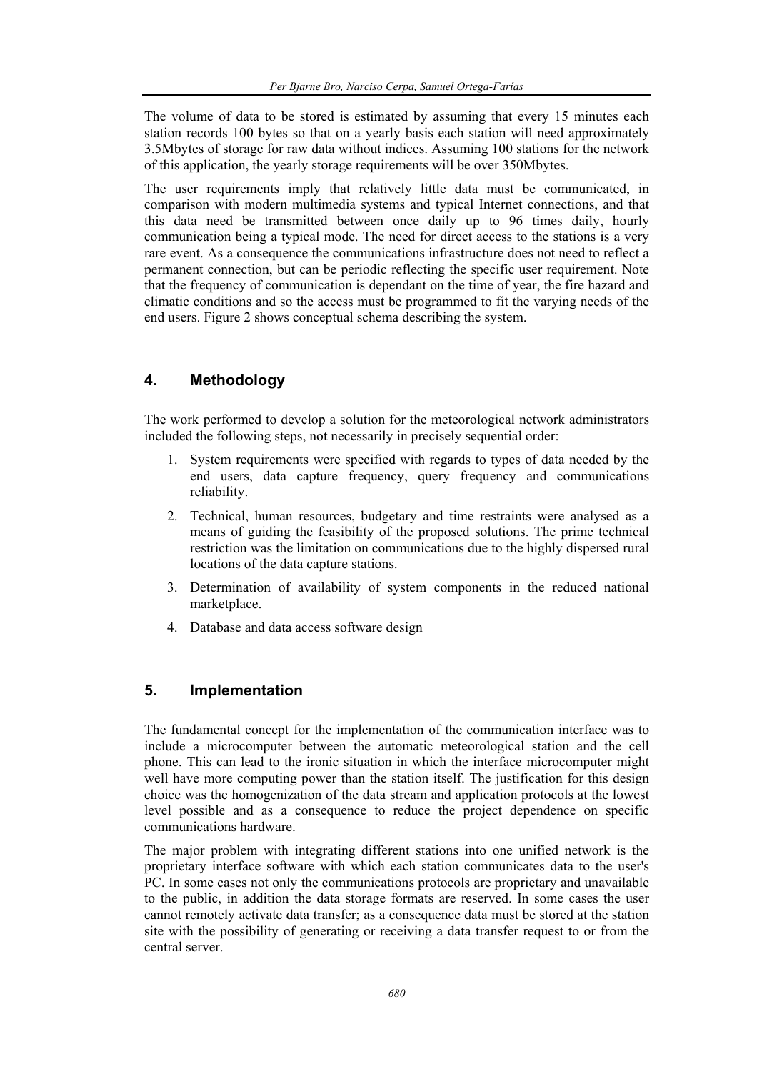The volume of data to be stored is estimated by assuming that every 15 minutes each station records 100 bytes so that on a yearly basis each station will need approximately 3.5Mbytes of storage for raw data without indices. Assuming 100 stations for the network of this application, the yearly storage requirements will be over 350Mbytes.

The user requirements imply that relatively little data must be communicated, in comparison with modern multimedia systems and typical Internet connections, and that this data need be transmitted between once daily up to 96 times daily, hourly communication being a typical mode. The need for direct access to the stations is a very rare event. As a consequence the communications infrastructure does not need to reflect a permanent connection, but can be periodic reflecting the specific user requirement. Note that the frequency of communication is dependant on the time of year, the fire hazard and climatic conditions and so the access must be programmed to fit the varying needs of the end users. Figure 2 shows conceptual schema describing the system.

## 4. Methodology

The work performed to develop a solution for the meteorological network administrators included the following steps, not necessarily in precisely sequential order:

1. System requirements were specified with regards to types of data needed by the end users, data capture frequency, query frequency and communications reliability.
2. Technical, human resources, budgetary and time restraints were analysed as a means of guiding the feasibility of the proposed solutions. The prime technical restriction was the limitation on communications due to the highly dispersed rural locations of the data capture stations.
3. Determination of availability of system components in the reduced national marketplace.
4. Database and data access software design

## 5. Implementation

The fundamental concept for the implementation of the communication interface was to include a microcomputer between the automatic meteorological station and the cell phone. This can lead to the ironic situation in which the interface microcomputer might well have more computing power than the station itself. The justification for this design choice was the homogenization of the data stream and application protocols at the lowest level possible and as a consequence to reduce the project dependence on specific communications hardware.

The major problem with integrating different stations into one unified network is the proprietary interface software with which each station communicates data to the user's PC. In some cases not only the communications protocols are proprietary and unavailable to the public, in addition the data storage formats are reserved. In some cases the user cannot remotely activate data transfer; as a consequence data must be stored at the station site with the possibility of generating or receiving a data transfer request to or from the central server.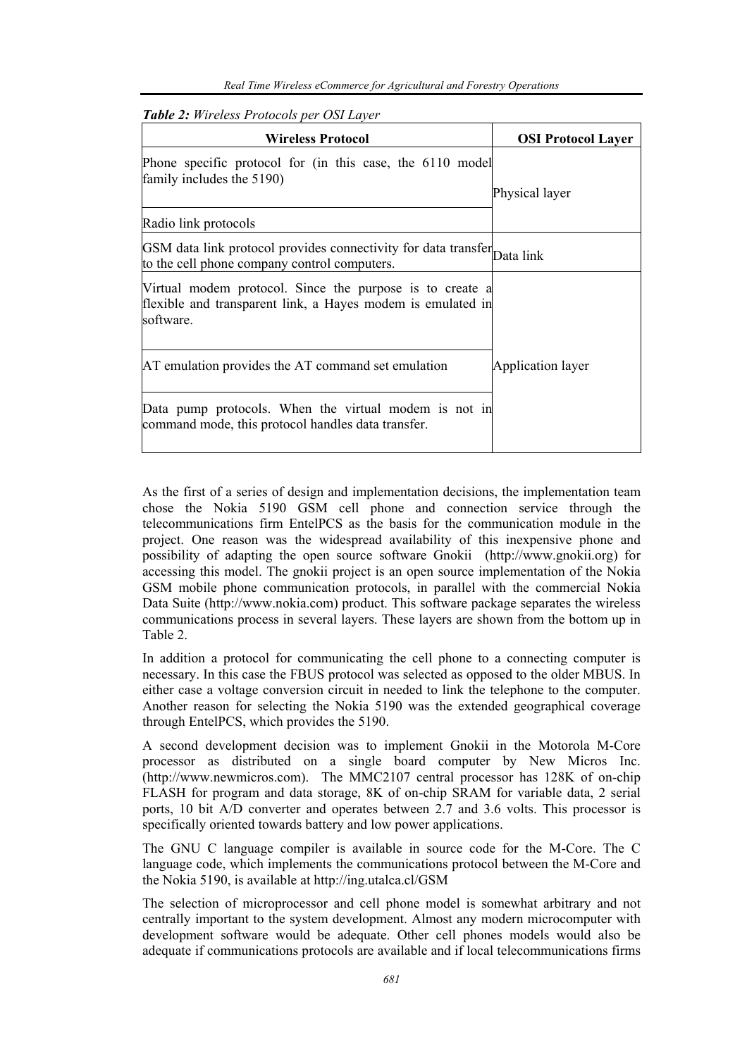*Table 2: Wireless Protocols per OSI Layer*

| Wireless Protocol | OSI Protocol Layer |
|---|---|
| Phone specific protocol for (in this case, the 6110 model family includes the 5190) | Physical layer |
| Radio link protocols | |
| GSM data link protocol provides connectivity for data transfer to the cell phone company control computers. | Data link |
| Virtual modem protocol. Since the purpose is to create a flexible and transparent link, a Hayes modem is emulated in software. | Application layer |
| AT emulation provides the AT command set emulation | |
| Data pump protocols. When the virtual modem is not in command mode, this protocol handles data transfer. | |

As the first of a series of design and implementation decisions, the implementation team chose the Nokia 5190 GSM cell phone and connection service through the telecommunications firm EntelPCS as the basis for the communication module in the project. One reason was the widespread availability of this inexpensive phone and possibility of adapting the open source software Gnokii (http://www.gnokii.org) for accessing this model. The gnokii project is an open source implementation of the Nokia GSM mobile phone communication protocols, in parallel with the commercial Nokia Data Suite (http://www.nokia.com) product. This software package separates the wireless communications process in several layers. These layers are shown from the bottom up in Table 2.

In addition a protocol for communicating the cell phone to a connecting computer is necessary. In this case the FBUS protocol was selected as opposed to the older MBUS. In either case a voltage conversion circuit in needed to link the telephone to the computer. Another reason for selecting the Nokia 5190 was the extended geographical coverage through EntelPCS, which provides the 5190.

A second development decision was to implement Gnokii in the Motorola M-Core processor as distributed on a single board computer by New Micros Inc. (http://www.newmicros.com). The MMC2107 central processor has 128K of on-chip FLASH for program and data storage, 8K of on-chip SRAM for variable data, 2 serial ports, 10 bit A/D converter and operates between 2.7 and 3.6 volts. This processor is specifically oriented towards battery and low power applications.

The GNU C language compiler is available in source code for the M-Core. The C language code, which implements the communications protocol between the M-Core and the Nokia 5190, is available at http://ing.utalca.cl/GSM

The selection of microprocessor and cell phone model is somewhat arbitrary and not centrally important to the system development. Almost any modern microcomputer with development software would be adequate. Other cell phones models would also be adequate if communications protocols are available and if local telecommunications firms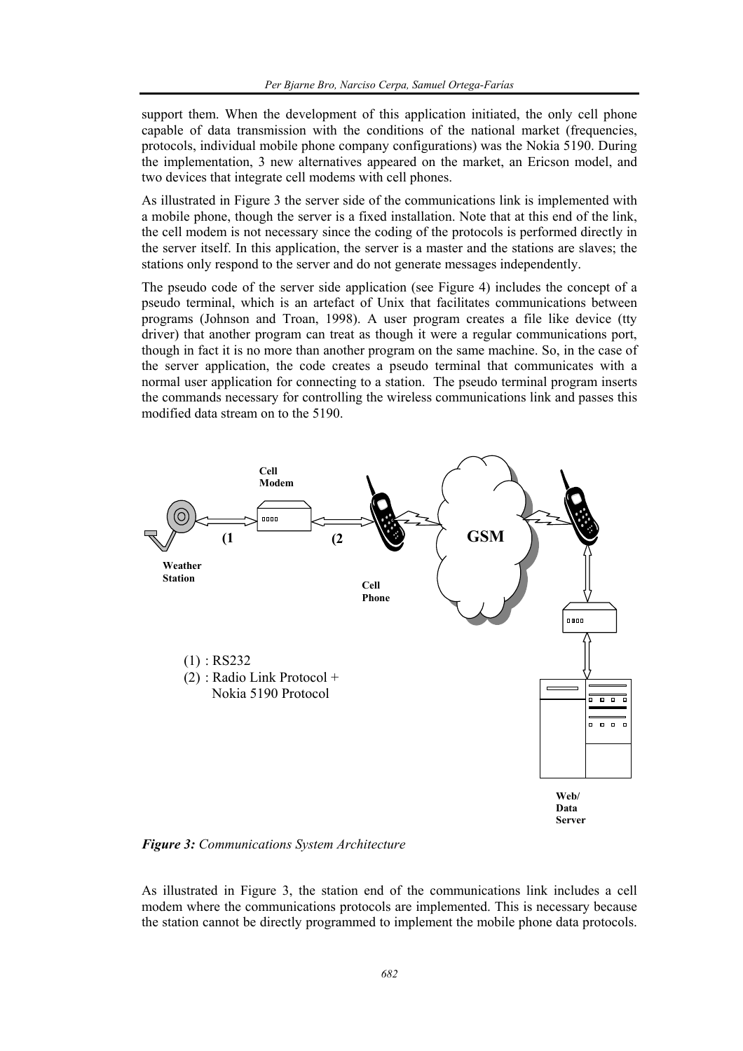support them. When the development of this application initiated, the only cell phone capable of data transmission with the conditions of the national market (frequencies, protocols, individual mobile phone company configurations) was the Nokia 5190. During the implementation, 3 new alternatives appeared on the market, an Ericson model, and two devices that integrate cell modems with cell phones.

As illustrated in Figure 3 the server side of the communications link is implemented with a mobile phone, though the server is a fixed installation. Note that at this end of the link, the cell modem is not necessary since the coding of the protocols is performed directly in the server itself. In this application, the server is a master and the stations are slaves; the stations only respond to the server and do not generate messages independently.

The pseudo code of the server side application (see Figure 4) includes the concept of a pseudo terminal, which is an artefact of Unix that facilitates communications between programs (Johnson and Troan, 1998). A user program creates a file like device (tty driver) that another program can treat as though it were a regular communications port, though in fact it is no more than another program on the same machine. So, in the case of the server application, the code creates a pseudo terminal that communicates with a normal user application for connecting to a station. The pseudo terminal program inserts the commands necessary for controlling the wireless communications link and passes this modified data stream on to the 5190.

Cell Modem

(1

(2

GSM

Weather Station

Cell Phone

(1) : RS232
(2) : Radio Link Protocol + Nokia 5190 Protocol

Web/ Data Server

***Figure 3:*** *Communications System Architecture*

As illustrated in Figure 3, the station end of the communications link includes a cell modem where the communications protocols are implemented. This is necessary because the station cannot be directly programmed to implement the mobile phone data protocols.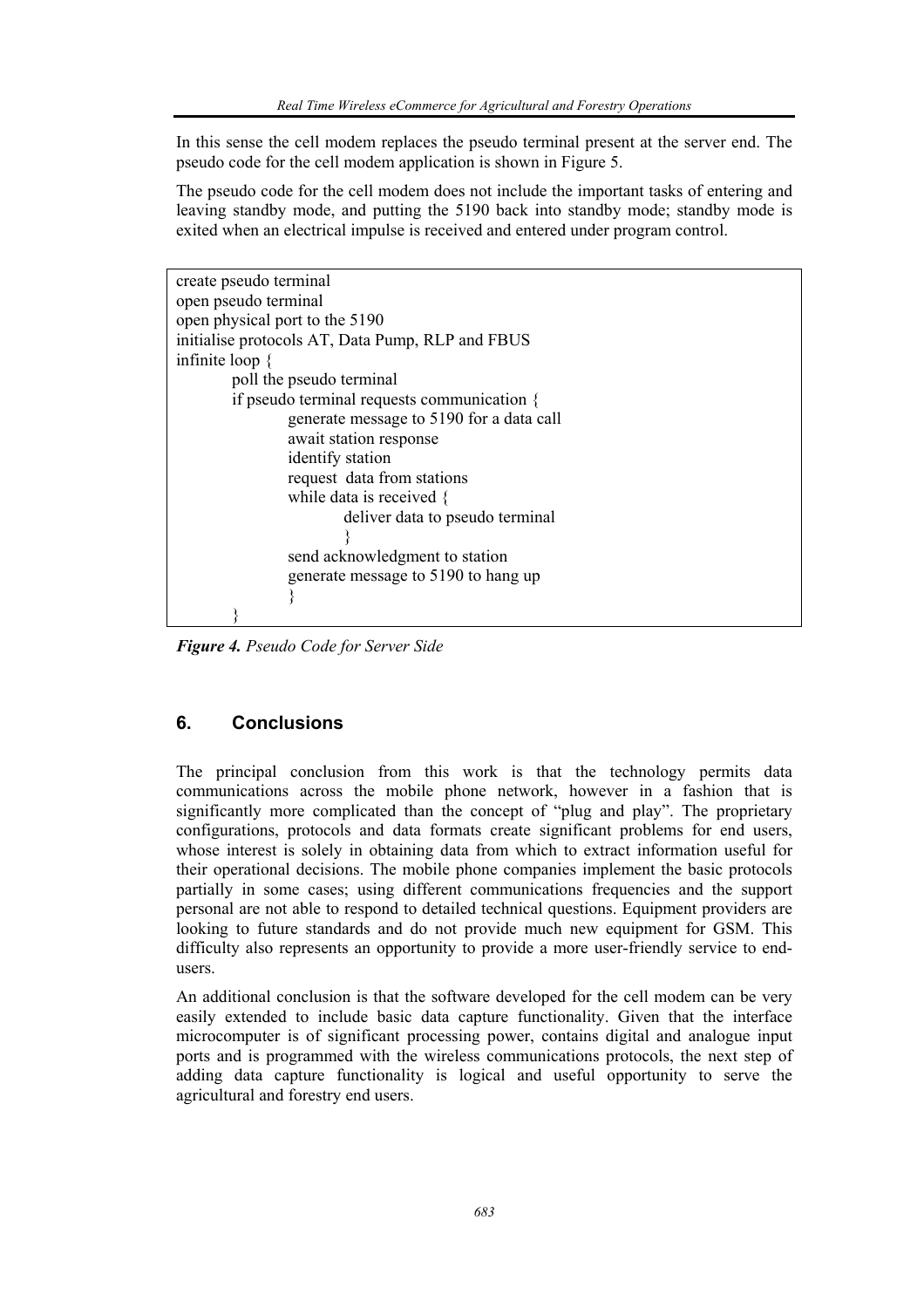In this sense the cell modem replaces the pseudo terminal present at the server end. The pseudo code for the cell modem application is shown in Figure 5.

The pseudo code for the cell modem does not include the important tasks of entering and leaving standby mode, and putting the 5190 back into standby mode; standby mode is exited when an electrical impulse is received and entered under program control.

```
create pseudo terminal
open pseudo terminal
open physical port to the 5190
initialise protocols AT, Data Pump, RLP and FBUS
infinite loop {
        poll the pseudo terminal
        if pseudo terminal requests communication {
                generate message to 5190 for a data call
                await station response
                identify station
                request  data from stations
                while data is received {
                        deliver data to pseudo terminal
                        }
                send acknowledgment to station
                generate message to 5190 to hang up
                }
        }
```

***Figure 4.*** *Pseudo Code for Server Side*

## 6. Conclusions

The principal conclusion from this work is that the technology permits data communications across the mobile phone network, however in a fashion that is significantly more complicated than the concept of "plug and play". The proprietary configurations, protocols and data formats create significant problems for end users, whose interest is solely in obtaining data from which to extract information useful for their operational decisions. The mobile phone companies implement the basic protocols partially in some cases; using different communications frequencies and the support personal are not able to respond to detailed technical questions. Equipment providers are looking to future standards and do not provide much new equipment for GSM. This difficulty also represents an opportunity to provide a more user-friendly service to end-users.

An additional conclusion is that the software developed for the cell modem can be very easily extended to include basic data capture functionality. Given that the interface microcomputer is of significant processing power, contains digital and analogue input ports and is programmed with the wireless communications protocols, the next step of adding data capture functionality is logical and useful opportunity to serve the agricultural and forestry end users.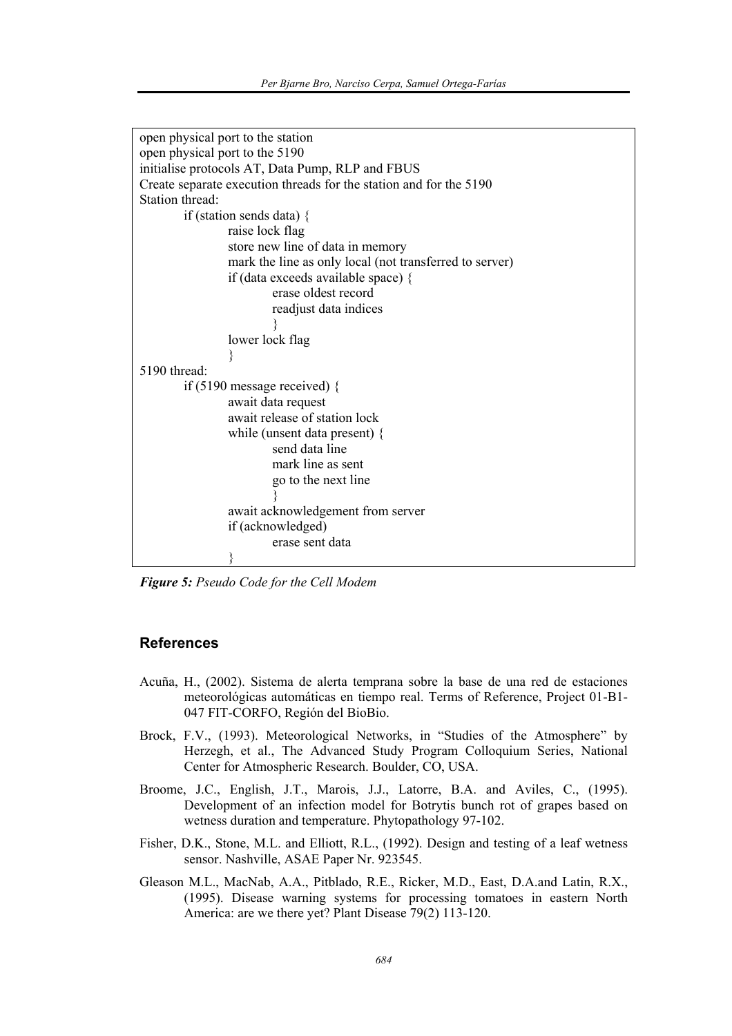```
open physical port to the station
open physical port to the 5190
initialise protocols AT, Data Pump, RLP and FBUS
Create separate execution threads for the station and for the 5190
Station thread:
        if (station sends data) {
                raise lock flag
                store new line of data in memory
                mark the line as only local (not transferred to server)
                if (data exceeds available space) {
                        erase oldest record
                        readjust data indices
                        }
                lower lock flag
                }
5190 thread:
        if (5190 message received) {
                await data request
                await release of station lock
                while (unsent data present) {
                        send data line
                        mark line as sent
                        go to the next line
                        }
                await acknowledgement from server
                if (acknowledged)
                        erase sent data
                }
```

***Figure 5:*** *Pseudo Code for the Cell Modem*

## References

Acuña, H., (2002). Sistema de alerta temprana sobre la base de una red de estaciones meteorológicas automáticas en tiempo real. Terms of Reference, Project 01-B1-047 FIT-CORFO, Región del BioBio.

Brock, F.V., (1993). Meteorological Networks, in "Studies of the Atmosphere" by Herzegh, et al., The Advanced Study Program Colloquium Series, National Center for Atmospheric Research. Boulder, CO, USA.

Broome, J.C., English, J.T., Marois, J.J., Latorre, B.A. and Aviles, C., (1995). Development of an infection model for Botrytis bunch rot of grapes based on wetness duration and temperature. Phytopathology 97-102.

Fisher, D.K., Stone, M.L. and Elliott, R.L., (1992). Design and testing of a leaf wetness sensor. Nashville, ASAE Paper Nr. 923545.

Gleason M.L., MacNab, A.A., Pitblado, R.E., Ricker, M.D., East, D.A.and Latin, R.X., (1995). Disease warning systems for processing tomatoes in eastern North America: are we there yet? Plant Disease 79(2) 113-120.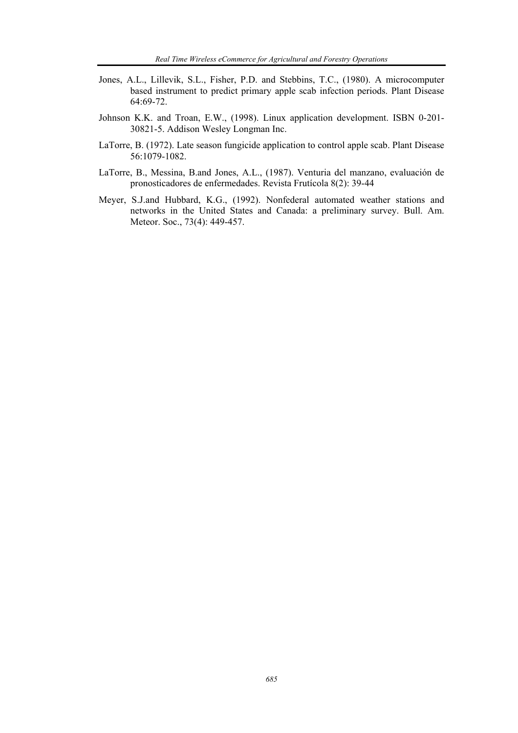Jones, A.L., Lillevik, S.L., Fisher, P.D. and Stebbins, T.C., (1980). A microcomputer based instrument to predict primary apple scab infection periods. Plant Disease 64:69-72.

Johnson K.K. and Troan, E.W., (1998). Linux application development. ISBN 0-201-30821-5. Addison Wesley Longman Inc.

LaTorre, B. (1972). Late season fungicide application to control apple scab. Plant Disease 56:1079-1082.

LaTorre, B., Messina, B.and Jones, A.L., (1987). Venturia del manzano, evaluación de pronosticadores de enfermedades. Revista Frutícola 8(2): 39-44

Meyer, S.J.and Hubbard, K.G., (1992). Nonfederal automated weather stations and networks in the United States and Canada: a preliminary survey. Bull. Am. Meteor. Soc., 73(4): 449-457.